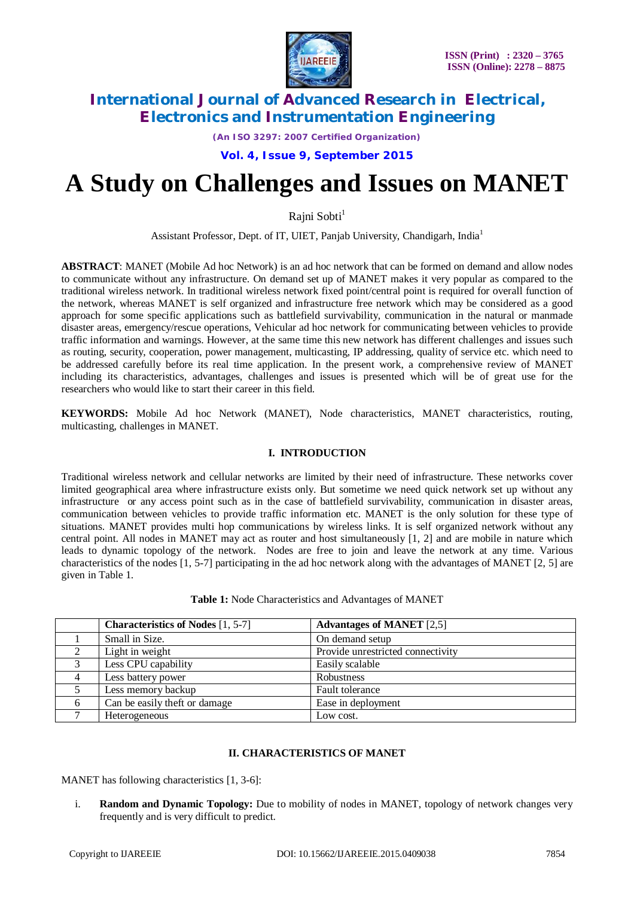# A Study on Challenges and Issues on MANET

Rajni Sobti[1]

Assistant Professor, Dept. of IT, UIET, Panjab University, Chandigarh, India[1]

**ABSTRACT**: MANET (Mobile Ad hoc Network) is an ad hoc network that can be formed on demand and allow nodes to communicate without any infrastructure. On demand set up of MANET makes it very popular as compared to the traditional wireless network. In traditional wireless network fixed point/central point is required for overall function of the network, whereas MANET is self organized and infrastructure free network which may be considered as a good approach for some specific applications such as battlefield survivability, communication in the natural or manmade disaster areas, emergency/rescue operations, Vehicular ad hoc network for communicating between vehicles to provide traffic information and warnings. However, at the same time this new network has different challenges and issues such as routing, security, cooperation, power management, multicasting, IP addressing, quality of service etc. which need to be addressed carefully before its real time application. In the present work, a comprehensive review of MANET including its characteristics, advantages, challenges and issues is presented which will be of great use for the researchers who would like to start their career in this field.

**KEYWORDS:** Mobile Ad hoc Network (MANET), Node characteristics, MANET characteristics, routing, multicasting, challenges in MANET.

## I. INTRODUCTION

Traditional wireless network and cellular networks are limited by their need of infrastructure. These networks cover limited geographical area where infrastructure exists only. But sometime we need quick network set up without any infrastructure or any access point such as in the case of battlefield survivability, communication in disaster areas, communication between vehicles to provide traffic information etc. MANET is the only solution for these type of situations. MANET provides multi hop communications by wireless links. It is self organized network without any central point. All nodes in MANET may act as router and host simultaneously [1, 2] and are mobile in nature which leads to dynamic topology of the network. Nodes are free to join and leave the network at any time. Various characteristics of the nodes [1, 5-7] participating in the ad hoc network along with the advantages of MANET [2, 5] are given in Table 1.

**Table 1:** Node Characteristics and Advantages of MANET

| | **Characteristics of Nodes** [1, 5-7] | **Advantages of MANET** [2,5] |
|---|---|---|
| 1 | Small in Size. | On demand setup |
| 2 | Light in weight | Provide unrestricted connectivity |
| 3 | Less CPU capability | Easily scalable |
| 4 | Less battery power | Robustness |
| 5 | Less memory backup | Fault tolerance |
| 6 | Can be easily theft or damage | Ease in deployment |
| 7 | Heterogeneous | Low cost. |

## II. CHARACTERISTICS OF MANET

MANET has following characteristics [1, 3-6]:

i. **Random and Dynamic Topology:** Due to mobility of nodes in MANET, topology of network changes very frequently and is very difficult to predict.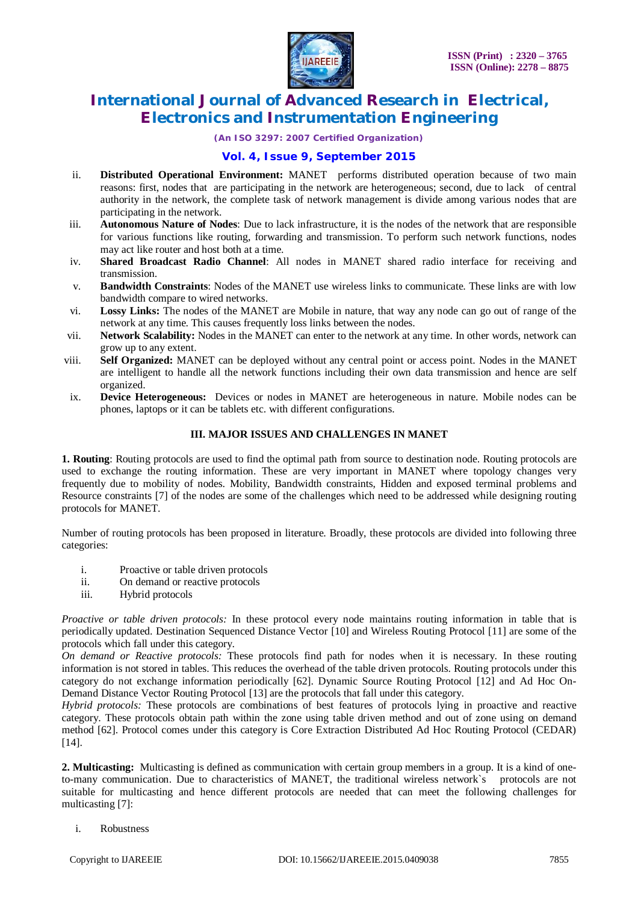ii. **Distributed Operational Environment:** MANET performs distributed operation because of two main reasons: first, nodes that are participating in the network are heterogeneous; second, due to lack of central authority in the network, the complete task of network management is divide among various nodes that are participating in the network.

iii. **Autonomous Nature of Nodes**: Due to lack infrastructure, it is the nodes of the network that are responsible for various functions like routing, forwarding and transmission. To perform such network functions, nodes may act like router and host both at a time.

iv. **Shared Broadcast Radio Channel**: All nodes in MANET shared radio interface for receiving and transmission.

v. **Bandwidth Constraints**: Nodes of the MANET use wireless links to communicate. These links are with low bandwidth compare to wired networks.

vi. **Lossy Links:** The nodes of the MANET are Mobile in nature, that way any node can go out of range of the network at any time. This causes frequently loss links between the nodes.

vii. **Network Scalability:** Nodes in the MANET can enter to the network at any time. In other words, network can grow up to any extent.

viii. **Self Organized:** MANET can be deployed without any central point or access point. Nodes in the MANET are intelligent to handle all the network functions including their own data transmission and hence are self organized.

ix. **Device Heterogeneous:** Devices or nodes in MANET are heterogeneous in nature. Mobile nodes can be phones, laptops or it can be tablets etc. with different configurations.

## III. MAJOR ISSUES AND CHALLENGES IN MANET

**1. Routing**: Routing protocols are used to find the optimal path from source to destination node. Routing protocols are used to exchange the routing information. These are very important in MANET where topology changes very frequently due to mobility of nodes. Mobility, Bandwidth constraints, Hidden and exposed terminal problems and Resource constraints [7] of the nodes are some of the challenges which need to be addressed while designing routing protocols for MANET.

Number of routing protocols has been proposed in literature. Broadly, these protocols are divided into following three categories:

i. Proactive or table driven protocols
ii. On demand or reactive protocols
iii. Hybrid protocols

*Proactive or table driven protocols:* In these protocol every node maintains routing information in table that is periodically updated. Destination Sequenced Distance Vector [10] and Wireless Routing Protocol [11] are some of the protocols which fall under this category.
*On demand or Reactive protocols:* These protocols find path for nodes when it is necessary. In these routing information is not stored in tables. This reduces the overhead of the table driven protocols. Routing protocols under this category do not exchange information periodically [62]. Dynamic Source Routing Protocol [12] and Ad Hoc On-Demand Distance Vector Routing Protocol [13] are the protocols that fall under this category.
*Hybrid protocols:* These protocols are combinations of best features of protocols lying in proactive and reactive category. These protocols obtain path within the zone using table driven method and out of zone using on demand method [62]. Protocol comes under this category is Core Extraction Distributed Ad Hoc Routing Protocol (CEDAR) [14].

**2. Multicasting:** Multicasting is defined as communication with certain group members in a group. It is a kind of one-to-many communication. Due to characteristics of MANET, the traditional wireless network`s protocols are not suitable for multicasting and hence different protocols are needed that can meet the following challenges for multicasting [7]:

i. Robustness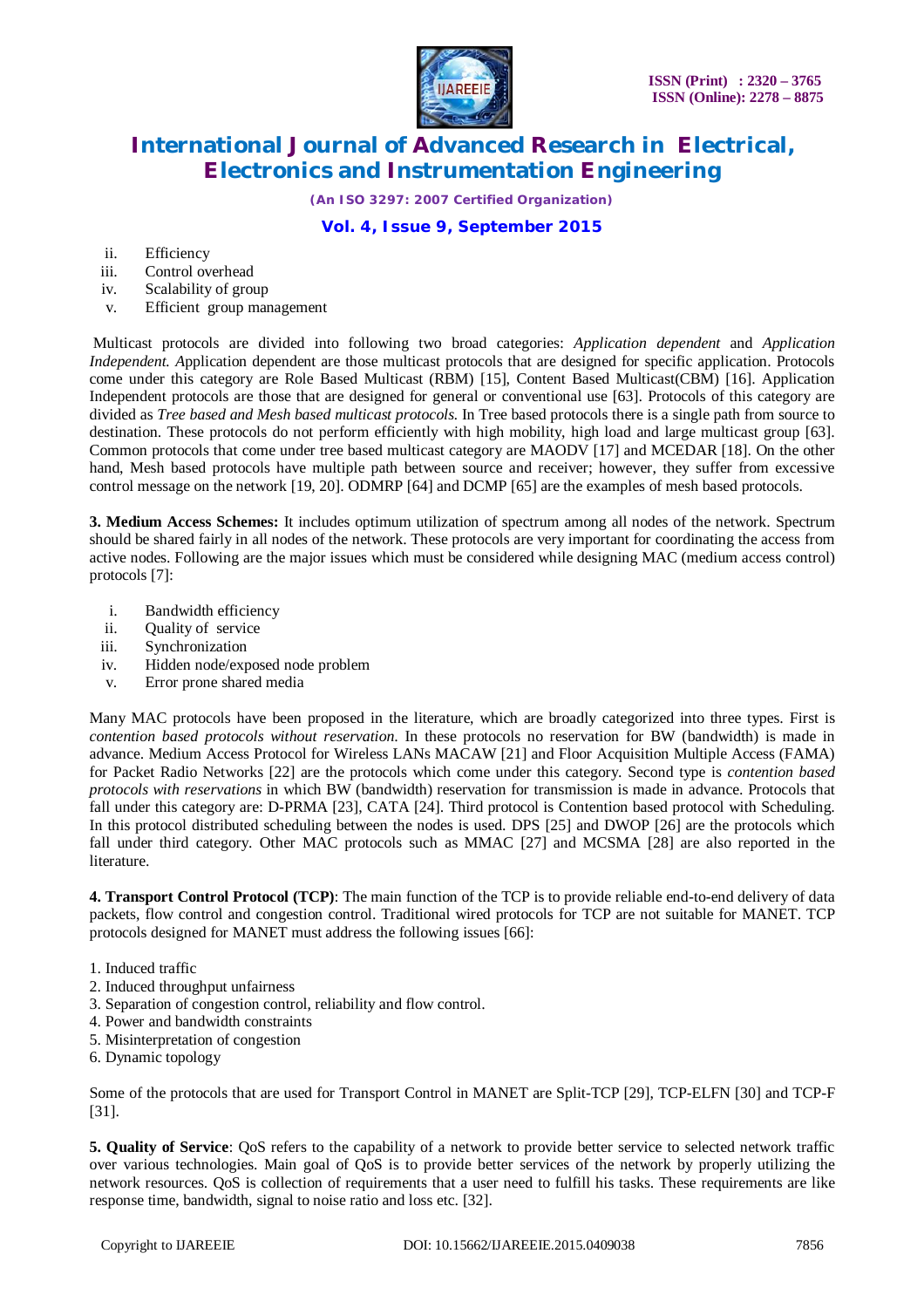ii. Efficiency
iii. Control overhead
iv. Scalability of group
v. Efficient group management

Multicast protocols are divided into following two broad categories: *Application dependent* and *Application Independent. A*pplication dependent are those multicast protocols that are designed for specific application. Protocols come under this category are Role Based Multicast (RBM) [15], Content Based Multicast(CBM) [16]. Application Independent protocols are those that are designed for general or conventional use [63]. Protocols of this category are divided as *Tree based and Mesh based multicast protocols.* In Tree based protocols there is a single path from source to destination. These protocols do not perform efficiently with high mobility, high load and large multicast group [63]. Common protocols that come under tree based multicast category are MAODV [17] and MCEDAR [18]. On the other hand, Mesh based protocols have multiple path between source and receiver; however, they suffer from excessive control message on the network [19, 20]. ODMRP [64] and DCMP [65] are the examples of mesh based protocols.

**3. Medium Access Schemes:** It includes optimum utilization of spectrum among all nodes of the network. Spectrum should be shared fairly in all nodes of the network. These protocols are very important for coordinating the access from active nodes. Following are the major issues which must be considered while designing MAC (medium access control) protocols [7]:

i. Bandwidth efficiency
ii. Quality of service
iii. Synchronization
iv. Hidden node/exposed node problem
v. Error prone shared media

Many MAC protocols have been proposed in the literature, which are broadly categorized into three types. First is *contention based protocols without reservation.* In these protocols no reservation for BW (bandwidth) is made in advance. Medium Access Protocol for Wireless LANs MACAW [21] and Floor Acquisition Multiple Access (FAMA) for Packet Radio Networks [22] are the protocols which come under this category. Second type is *contention based protocols with reservations* in which BW (bandwidth) reservation for transmission is made in advance. Protocols that fall under this category are: D-PRMA [23], CATA [24]. Third protocol is Contention based protocol with Scheduling. In this protocol distributed scheduling between the nodes is used. DPS [25] and DWOP [26] are the protocols which fall under third category. Other MAC protocols such as MMAC [27] and MCSMA [28] are also reported in the literature.

**4. Transport Control Protocol (TCP)**: The main function of the TCP is to provide reliable end-to-end delivery of data packets, flow control and congestion control. Traditional wired protocols for TCP are not suitable for MANET. TCP protocols designed for MANET must address the following issues [66]:

1. Induced traffic
2. Induced throughput unfairness
3. Separation of congestion control, reliability and flow control.
4. Power and bandwidth constraints
5. Misinterpretation of congestion
6. Dynamic topology

Some of the protocols that are used for Transport Control in MANET are Split-TCP [29], TCP-ELFN [30] and TCP-F [31].

**5. Quality of Service**: QoS refers to the capability of a network to provide better service to selected network traffic over various technologies. Main goal of QoS is to provide better services of the network by properly utilizing the network resources. QoS is collection of requirements that a user need to fulfill his tasks. These requirements are like response time, bandwidth, signal to noise ratio and loss etc. [32].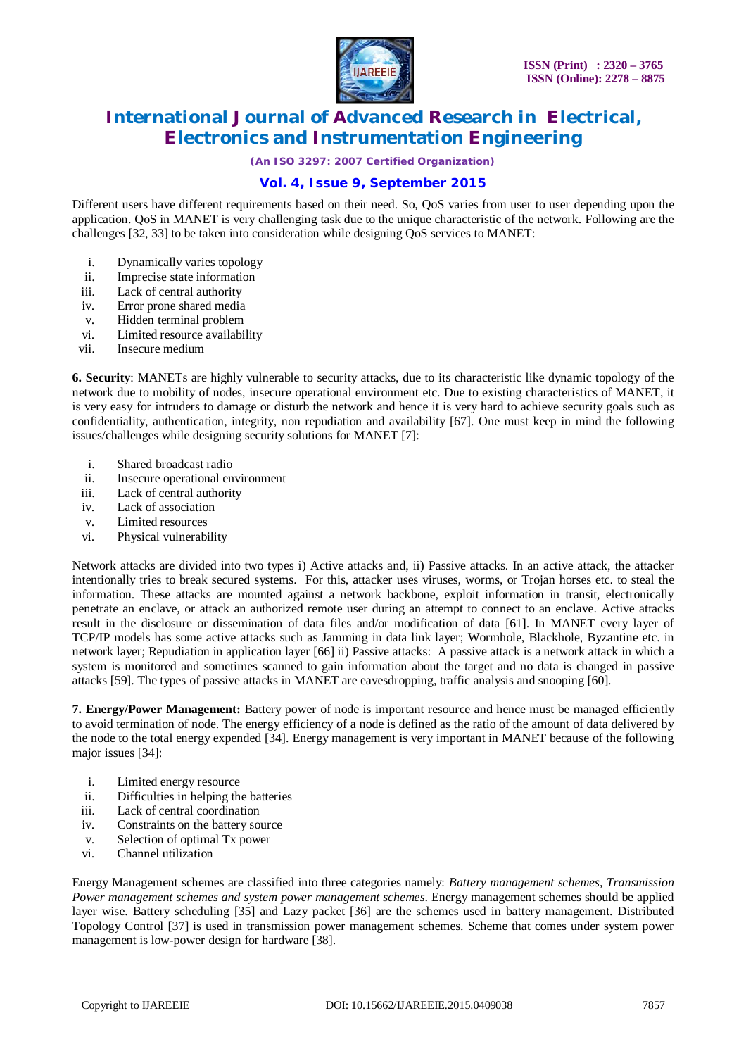Different users have different requirements based on their need. So, QoS varies from user to user depending upon the application. QoS in MANET is very challenging task due to the unique characteristic of the network. Following are the challenges [32, 33] to be taken into consideration while designing QoS services to MANET:

i. Dynamically varies topology
ii. Imprecise state information
iii. Lack of central authority
iv. Error prone shared media
v. Hidden terminal problem
vi. Limited resource availability
vii. Insecure medium

**6. Security**: MANETs are highly vulnerable to security attacks, due to its characteristic like dynamic topology of the network due to mobility of nodes, insecure operational environment etc. Due to existing characteristics of MANET, it is very easy for intruders to damage or disturb the network and hence it is very hard to achieve security goals such as confidentiality, authentication, integrity, non repudiation and availability [67]. One must keep in mind the following issues/challenges while designing security solutions for MANET [7]:

i. Shared broadcast radio
ii. Insecure operational environment
iii. Lack of central authority
iv. Lack of association
v. Limited resources
vi. Physical vulnerability

Network attacks are divided into two types i) Active attacks and, ii) Passive attacks. In an active attack, the attacker intentionally tries to break secured systems. For this, attacker uses viruses, worms, or Trojan horses etc. to steal the information. These attacks are mounted against a network backbone, exploit information in transit, electronically penetrate an enclave, or attack an authorized remote user during an attempt to connect to an enclave. Active attacks result in the disclosure or dissemination of data files and/or modification of data [61]. In MANET every layer of TCP/IP models has some active attacks such as Jamming in data link layer; Wormhole, Blackhole, Byzantine etc. in network layer; Repudiation in application layer [66] ii) Passive attacks: A passive attack is a network attack in which a system is monitored and sometimes scanned to gain information about the target and no data is changed in passive attacks [59]. The types of passive attacks in MANET are eavesdropping, traffic analysis and snooping [60].

**7. Energy/Power Management:** Battery power of node is important resource and hence must be managed efficiently to avoid termination of node. The energy efficiency of a node is defined as the ratio of the amount of data delivered by the node to the total energy expended [34]. Energy management is very important in MANET because of the following major issues [34]:

i. Limited energy resource
ii. Difficulties in helping the batteries
iii. Lack of central coordination
iv. Constraints on the battery source
v. Selection of optimal Tx power
vi. Channel utilization

Energy Management schemes are classified into three categories namely: *Battery management schemes, Transmission Power management schemes and system power management schemes*. Energy management schemes should be applied layer wise. Battery scheduling [35] and Lazy packet [36] are the schemes used in battery management. Distributed Topology Control [37] is used in transmission power management schemes. Scheme that comes under system power management is low-power design for hardware [38].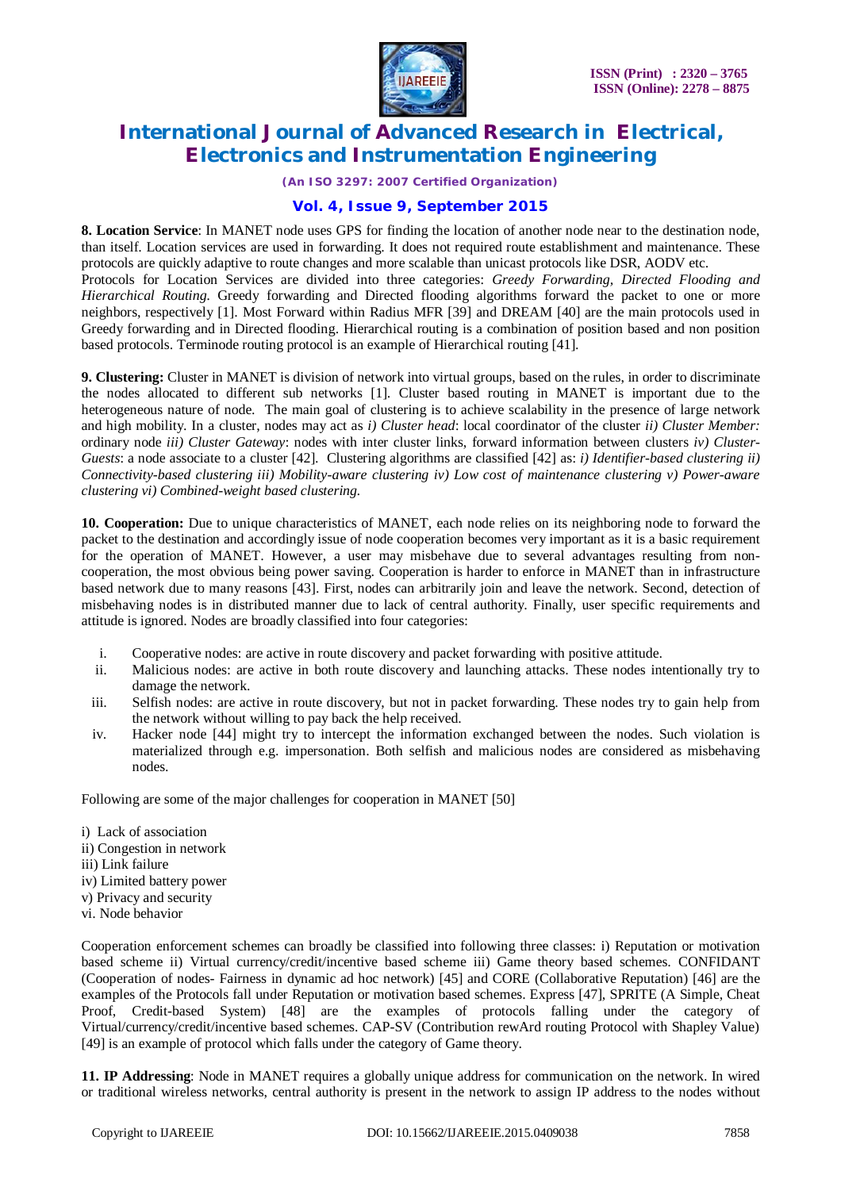**8. Location Service**: In MANET node uses GPS for finding the location of another node near to the destination node, than itself. Location services are used in forwarding. It does not required route establishment and maintenance. These protocols are quickly adaptive to route changes and more scalable than unicast protocols like DSR, AODV etc.

Protocols for Location Services are divided into three categories: *Greedy Forwarding, Directed Flooding and Hierarchical Routing*. Greedy forwarding and Directed flooding algorithms forward the packet to one or more neighbors, respectively [1]. Most Forward within Radius MFR [39] and DREAM [40] are the main protocols used in Greedy forwarding and in Directed flooding. Hierarchical routing is a combination of position based and non position based protocols. Terminode routing protocol is an example of Hierarchical routing [41].

**9. Clustering:** Cluster in MANET is division of network into virtual groups, based on the rules, in order to discriminate the nodes allocated to different sub networks [1]. Cluster based routing in MANET is important due to the heterogeneous nature of node. The main goal of clustering is to achieve scalability in the presence of large network and high mobility. In a cluster, nodes may act as *i) Cluster head*: local coordinator of the cluster *ii) Cluster Member:* ordinary node *iii) Cluster Gateway*: nodes with inter cluster links, forward information between clusters *iv) Cluster-Guests*: a node associate to a cluster [42]. Clustering algorithms are classified [42] as: *i) Identifier-based clustering ii) Connectivity-based clustering iii) Mobility-aware clustering iv) Low cost of maintenance clustering v) Power-aware clustering vi) Combined-weight based clustering.*

**10. Cooperation:** Due to unique characteristics of MANET, each node relies on its neighboring node to forward the packet to the destination and accordingly issue of node cooperation becomes very important as it is a basic requirement for the operation of MANET. However, a user may misbehave due to several advantages resulting from non-cooperation, the most obvious being power saving. Cooperation is harder to enforce in MANET than in infrastructure based network due to many reasons [43]. First, nodes can arbitrarily join and leave the network. Second, detection of misbehaving nodes is in distributed manner due to lack of central authority. Finally, user specific requirements and attitude is ignored. Nodes are broadly classified into four categories:

i. Cooperative nodes: are active in route discovery and packet forwarding with positive attitude.
ii. Malicious nodes: are active in both route discovery and launching attacks. These nodes intentionally try to damage the network.
iii. Selfish nodes: are active in route discovery, but not in packet forwarding. These nodes try to gain help from the network without willing to pay back the help received.
iv. Hacker node [44] might try to intercept the information exchanged between the nodes. Such violation is materialized through e.g. impersonation. Both selfish and malicious nodes are considered as misbehaving nodes.

Following are some of the major challenges for cooperation in MANET [50]

i) Lack of association
ii) Congestion in network
iii) Link failure
iv) Limited battery power
v) Privacy and security
vi. Node behavior

Cooperation enforcement schemes can broadly be classified into following three classes: i) Reputation or motivation based scheme ii) Virtual currency/credit/incentive based scheme iii) Game theory based schemes. CONFIDANT (Cooperation of nodes- Fairness in dynamic ad hoc network) [45] and CORE (Collaborative Reputation) [46] are the examples of the Protocols fall under Reputation or motivation based schemes. Express [47], SPRITE (A Simple, Cheat Proof, Credit-based System) [48] are the examples of protocols falling under the category of Virtual/currency/credit/incentive based schemes. CAP-SV (Contribution rewArd routing Protocol with Shapley Value) [49] is an example of protocol which falls under the category of Game theory.

**11. IP Addressing**: Node in MANET requires a globally unique address for communication on the network. In wired or traditional wireless networks, central authority is present in the network to assign IP address to the nodes without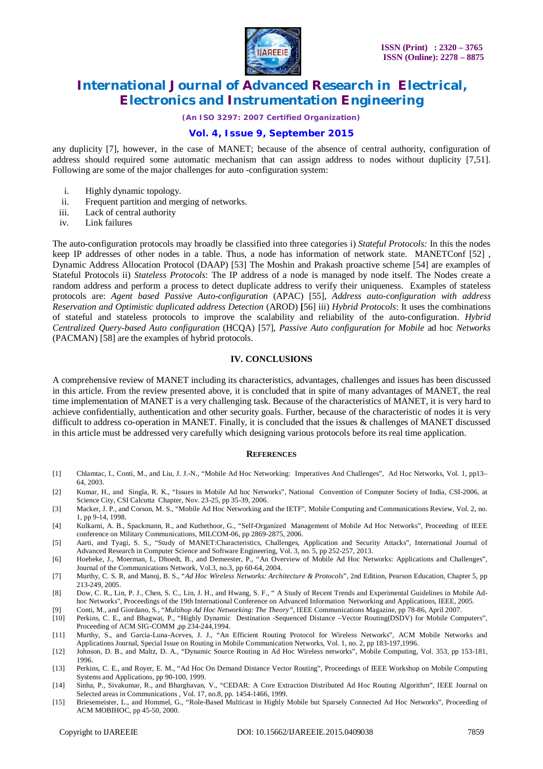any duplicity [7], however, in the case of MANET; because of the absence of central authority, configuration of address should required some automatic mechanism that can assign address to nodes without duplicity [7,51]. Following are some of the major challenges for auto -configuration system:

i. Highly dynamic topology.
ii. Frequent partition and merging of networks.
iii. Lack of central authority
iv. Link failures

The auto-configuration protocols may broadly be classified into three categories i) *Stateful Protocols:* In this the nodes keep IP addresses of other nodes in a table. Thus, a node has information of network state. MANETConf [52] , Dynamic Address Allocation Protocol (DAAP) [53] The Moshin and Prakash proactive scheme [54] are examples of Stateful Protocols ii) *Stateless Protocols*: The IP address of a node is managed by node itself. The Nodes create a random address and perform a process to detect duplicate address to verify their uniqueness. Examples of stateless protocols are: *Agent based Passive Auto-configuration* (APAC) [55], *Address auto-configuration with address Reservation and Optimistic duplicated address Detection* (AROD) **[**56] iii) *Hybrid Protocols*: It uses the combinations of stateful and stateless protocols to improve the scalability and reliability of the auto-configuration. *Hybrid Centralized Query-based Auto configuration* (HCQA) [57], *Passive Auto configuration for Mobile* ad hoc *Networks* (PACMAN) [58] are the examples of hybrid protocols.

## IV. CONCLUSIONS

A comprehensive review of MANET including its characteristics, advantages, challenges and issues has been discussed in this article. From the review presented above, it is concluded that in spite of many advantages of MANET, the real time implementation of MANET is a very challenging task. Because of the characteristics of MANET, it is very hard to achieve confidentially, authentication and other security goals. Further, because of the characteristic of nodes it is very difficult to address co-operation in MANET. Finally, it is concluded that the issues & challenges of MANET discussed in this article must be addressed very carefully which designing various protocols before its real time application.

## REFERENCES

[1] Chlamtac, I., Conti, M., and Liu, J. J.-N., "Mobile Ad Hoc Networking: Imperatives And Challenges", Ad Hoc Networks, Vol. 1, pp13–64, 2003.

[2] Kumar, H., and Singla, R. K., "Issues in Mobile Ad hoc Networks", National Convention of Computer Society of India, CSI-2006, at Science City, CSI Calcutta Chapter, Nov. 23-25, pp 35-39, 2006.

[3] Macker, J. P., and Corson, M. S., "Mobile Ad Hoc Networking and the IETF", Mobile Computing and Communications Review, Vol. 2, no. 1, pp 9-14, 1998.

[4] Kulkarni, A. B., Spackmann, R., and Kuthethoor, G., "Self-Organized Management of Mobile Ad Hoc Networks", Proceeding of IEEE conference on Military Communications, MILCOM-06, pp 2869-2875, 2006.

[5] Aarti, and Tyagi, S. S., "Study of MANET:Characteristics, Challenges, Application and Security Attacks", International Journal of Advanced Research in Computer Science and Software Engineering, Vol. 3, no. 5, pp 252-257, 2013.

[6] Hoebeke, J., Moerman, I., Dhoedt, B., and Demeester, P., "An Overview of Mobile Ad Hoc Networks: Applications and Challenges", Journal of the Communications Network, Vol.3, no.3, pp 60-64, 2004.

[7] Murthy, C. S. R, and Manoj, B. S., "*Ad Hoc Wireless Networks: Architecture & Protocols*", 2nd Edition, Pearson Education, Chapter 5, pp 213-249, 2005.

[8] Dow, C. R., Lin, P. J., Chen, S. C., Lin, J. H., and Hwang, S. F., " A Study of Recent Trends and Experimental Guidelines in Mobile Ad-hoc Networks", Proceedings of the 19th International Conference on Advanced Information Networking and Applications, IEEE, 2005.

[9] Conti, M., and Giordano, S., "*Multihop Ad Hoc Networking: The Theory"*, IEEE Communications Magazine, pp 78-86, April 2007.

[10] Perkins, C. E., and Bhagwat, P., "Highly Dynamic Destination -Sequenced Distance –Vector Routing(DSDV) for Mobile Computers", Proceeding of ACM SIG-COMM ,pp 234-244,1994.

[11] Murthy, S., and Garcia-Luna-Aceves, J. J., "An Efficient Routing Protocol for Wireless Networks", ACM Mobile Networks and Applications Journal, Special Issue on Routing in Mobile Communication Networks, Vol. 1, no. 2, pp 183-197,1996.

[12] Johnson, D. B., and Maltz, D. A., "Dynamic Source Routing in Ad Hoc Wireless networks", Mobile Computing, Vol. 353, pp 153-181, 1996.

[13] Perkins, C. E., and Royer, E. M., "Ad Hoc On Demand Distance Vector Routing", Proceedings of IEEE Workshop on Mobile Computing Systems and Applications, pp 90-100, 1999.

[14] Sinha, P., Sivakumar, R., and Bharghavan, V., "CEDAR: A Core Extraction Distributed Ad Hoc Routing Algorithm", IEEE Journal on Selected areas in Communications , Vol. 17, no.8, pp. 1454-1466, 1999.

[15] Briesemeister, L., and Hommel, G., "Role-Based Multicast in Highly Mobile but Sparsely Connected Ad Hoc Networks", Proceeding of ACM MOBIHOC, pp 45-50, 2000.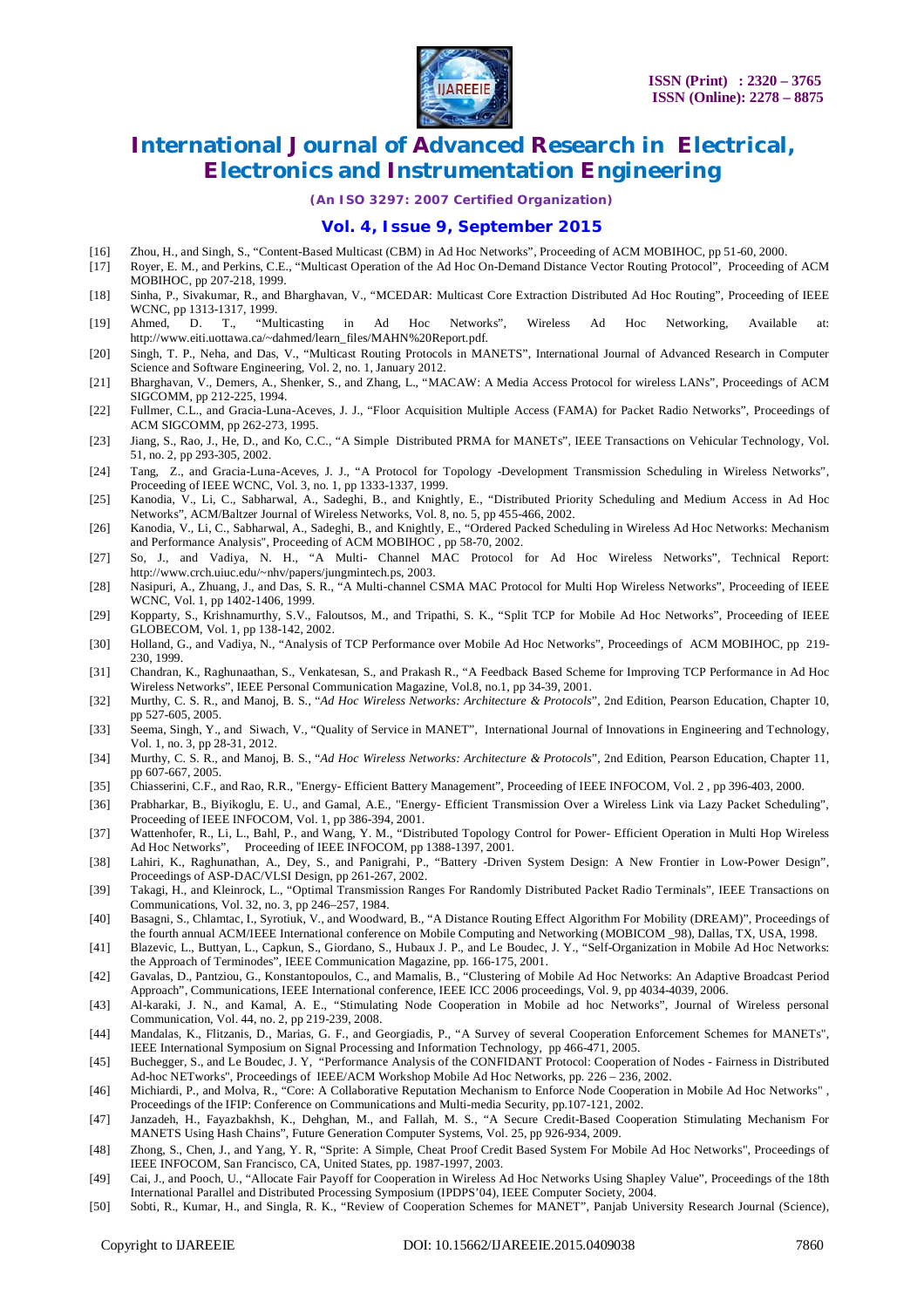[16] Zhou, H., and Singh, S., "Content-Based Multicast (CBM) in Ad Hoc Networks", Proceeding of ACM MOBIHOC, pp 51-60, 2000.

[17] Royer, E. M., and Perkins, C.E., "Multicast Operation of the Ad Hoc On-Demand Distance Vector Routing Protocol", Proceeding of ACM MOBIHOC, pp 207-218, 1999.

[18] Sinha, P., Sivakumar, R., and Bharghavan, V., "MCEDAR: Multicast Core Extraction Distributed Ad Hoc Routing", Proceeding of IEEE WCNC, pp 1313-1317, 1999.

[19] Ahmed, D. T., "Multicasting in Ad Hoc Networks", Wireless Ad Hoc Networking, Available at: http://www.eiti.uottawa.ca/~dahmed/learn_files/MAHN%20Report.pdf.

[20] Singh, T. P., Neha, and Das, V., "Multicast Routing Protocols in MANETS", International Journal of Advanced Research in Computer Science and Software Engineering, Vol. 2, no. 1, January 2012.

[21] Bharghavan, V., Demers, A., Shenker, S., and Zhang, L., "MACAW: A Media Access Protocol for wireless LANs", Proceedings of ACM SIGCOMM, pp 212-225, 1994.

[22] Fullmer, C.L., and Gracia-Luna-Aceves, J. J., "Floor Acquisition Multiple Access (FAMA) for Packet Radio Networks", Proceedings of ACM SIGCOMM, pp 262-273, 1995.

[23] Jiang, S., Rao, J., He, D., and Ko, C.C., "A Simple Distributed PRMA for MANETs", IEEE Transactions on Vehicular Technology, Vol. 51, no. 2, pp 293-305, 2002.

[24] Tang, Z., and Gracia-Luna-Aceves, J. J., "A Protocol for Topology -Development Transmission Scheduling in Wireless Networks", Proceeding of IEEE WCNC, Vol. 3, no. 1, pp 1333-1337, 1999.

[25] Kanodia, V., Li, C., Sabharwal, A., Sadeghi, B., and Knightly, E., "Distributed Priority Scheduling and Medium Access in Ad Hoc Networks", ACM/Baltzer Journal of Wireless Networks, Vol. 8, no. 5, pp 455-466, 2002.

[26] Kanodia, V., Li, C., Sabharwal, A., Sadeghi, B., and Knightly, E., "Ordered Packed Scheduling in Wireless Ad Hoc Networks: Mechanism and Performance Analysis", Proceeding of ACM MOBIHOC , pp 58-70, 2002.

[27] So, J., and Vadiya, N. H., "A Multi- Channel MAC Protocol for Ad Hoc Wireless Networks", Technical Report: http://www.crch.uiuc.edu/~nhv/papers/jungmintech.ps, 2003.

[28] Nasipuri, A., Zhuang, J., and Das, S. R., "A Multi-channel CSMA MAC Protocol for Multi Hop Wireless Networks", Proceeding of IEEE WCNC, Vol. 1, pp 1402-1406, 1999.

[29] Kopparty, S., Krishnamurthy, S.V., Faloutsos, M., and Tripathi, S. K., "Split TCP for Mobile Ad Hoc Networks", Proceeding of IEEE GLOBECOM, Vol. 1, pp 138-142, 2002.

[30] Holland, G., and Vadiya, N., "Analysis of TCP Performance over Mobile Ad Hoc Networks", Proceedings of ACM MOBIHOC, pp 219-230, 1999.

[31] Chandran, K., Raghunaathan, S., Venkatesan, S., and Prakash R., "A Feedback Based Scheme for Improving TCP Performance in Ad Hoc Wireless Networks", IEEE Personal Communication Magazine, Vol.8, no.1, pp 34-39, 2001.

[32] Murthy, C. S. R., and Manoj, B. S., "*Ad Hoc Wireless Networks: Architecture & Protocols*", 2nd Edition, Pearson Education, Chapter 10, pp 527-605, 2005.

[33] Seema, Singh, Y., and Siwach, V., "Quality of Service in MANET", International Journal of Innovations in Engineering and Technology, Vol. 1, no. 3, pp 28-31, 2012.

[34] Murthy, C. S. R., and Manoj, B. S., "*Ad Hoc Wireless Networks: Architecture & Protocols*", 2nd Edition, Pearson Education, Chapter 11, pp 607-667, 2005.

[35] Chiasserini, C.F., and Rao, R.R., "Energy- Efficient Battery Management", Proceeding of IEEE INFOCOM, Vol. 2 , pp 396-403, 2000.

[36] Prabharkar, B., Biyikoglu, E. U., and Gamal, A.E., "Energy- Efficient Transmission Over a Wireless Link via Lazy Packet Scheduling", Proceeding of IEEE INFOCOM, Vol. 1, pp 386-394, 2001.

[37] Wattenhofer, R., Li, L., Bahl, P., and Wang, Y. M., "Distributed Topology Control for Power- Efficient Operation in Multi Hop Wireless Ad Hoc Networks", Proceeding of IEEE INFOCOM, pp 1388-1397, 2001.

[38] Lahiri, K., Raghunathan, A., Dey, S., and Panigrahi, P., "Battery -Driven System Design: A New Frontier in Low-Power Design", Proceedings of ASP-DAC/VLSI Design, pp 261-267, 2002.

[39] Takagi, H., and Kleinrock, L., "Optimal Transmission Ranges For Randomly Distributed Packet Radio Terminals", IEEE Transactions on Communications, Vol. 32, no. 3, pp 246–257, 1984.

[40] Basagni, S., Chlamtac, I., Syrotiuk, V., and Woodward, B., "A Distance Routing Effect Algorithm For Mobility (DREAM)", Proceedings of the fourth annual ACM/IEEE International conference on Mobile Computing and Networking (MOBICOM _98), Dallas, TX, USA, 1998.

[41] Blazevic, L., Buttyan, L., Capkun, S., Giordano, S., Hubaux J. P., and Le Boudec, J. Y., "Self-Organization in Mobile Ad Hoc Networks: the Approach of Terminodes", IEEE Communication Magazine, pp. 166-175, 2001.

[42] Gavalas, D., Pantziou, G., Konstantopoulos, C., and Mamalis, B., "Clustering of Mobile Ad Hoc Networks: An Adaptive Broadcast Period Approach", Communications, IEEE International conference, IEEE ICC 2006 proceedings, Vol. 9, pp 4034-4039, 2006.

[43] Al-karaki, J. N., and Kamal, A. E., "Stimulating Node Cooperation in Mobile ad hoc Networks", Journal of Wireless personal Communication, Vol. 44, no. 2, pp 219-239, 2008.

[44] Mandalas, K., Flitzanis, D., Marias, G. F., and Georgiadis, P., "A Survey of several Cooperation Enforcement Schemes for MANETs", IEEE International Symposium on Signal Processing and Information Technology, pp 466-471, 2005.

[45] Buchegger, S., and Le Boudec, J. Y, "Performance Analysis of the CONFIDANT Protocol: Cooperation of Nodes - Fairness in Distributed Ad-hoc NETworks", Proceedings of IEEE/ACM Workshop Mobile Ad Hoc Networks, pp. 226 – 236, 2002.

[46] Michiardi, P., and Molva, R., "Core: A Collaborative Reputation Mechanism to Enforce Node Cooperation in Mobile Ad Hoc Networks" , Proceedings of the IFIP: Conference on Communications and Multi-media Security, pp.107-121, 2002.

[47] Janzadeh, H., Fayazbakhsh, K., Dehghan, M., and Fallah, M. S., "A Secure Credit-Based Cooperation Stimulating Mechanism For MANETS Using Hash Chains", Future Generation Computer Systems, Vol. 25, pp 926-934, 2009.

[48] Zhong, S., Chen, J., and Yang, Y. R, "Sprite: A Simple, Cheat Proof Credit Based System For Mobile Ad Hoc Networks", Proceedings of IEEE INFOCOM, San Francisco, CA, United States, pp. 1987-1997, 2003.

[49] Cai, J., and Pooch, U., "Allocate Fair Payoff for Cooperation in Wireless Ad Hoc Networks Using Shapley Value", Proceedings of the 18th International Parallel and Distributed Processing Symposium (IPDPS'04), IEEE Computer Society, 2004.

[50] Sobti, R., Kumar, H., and Singla, R. K., "Review of Cooperation Schemes for MANET", Panjab University Research Journal (Science),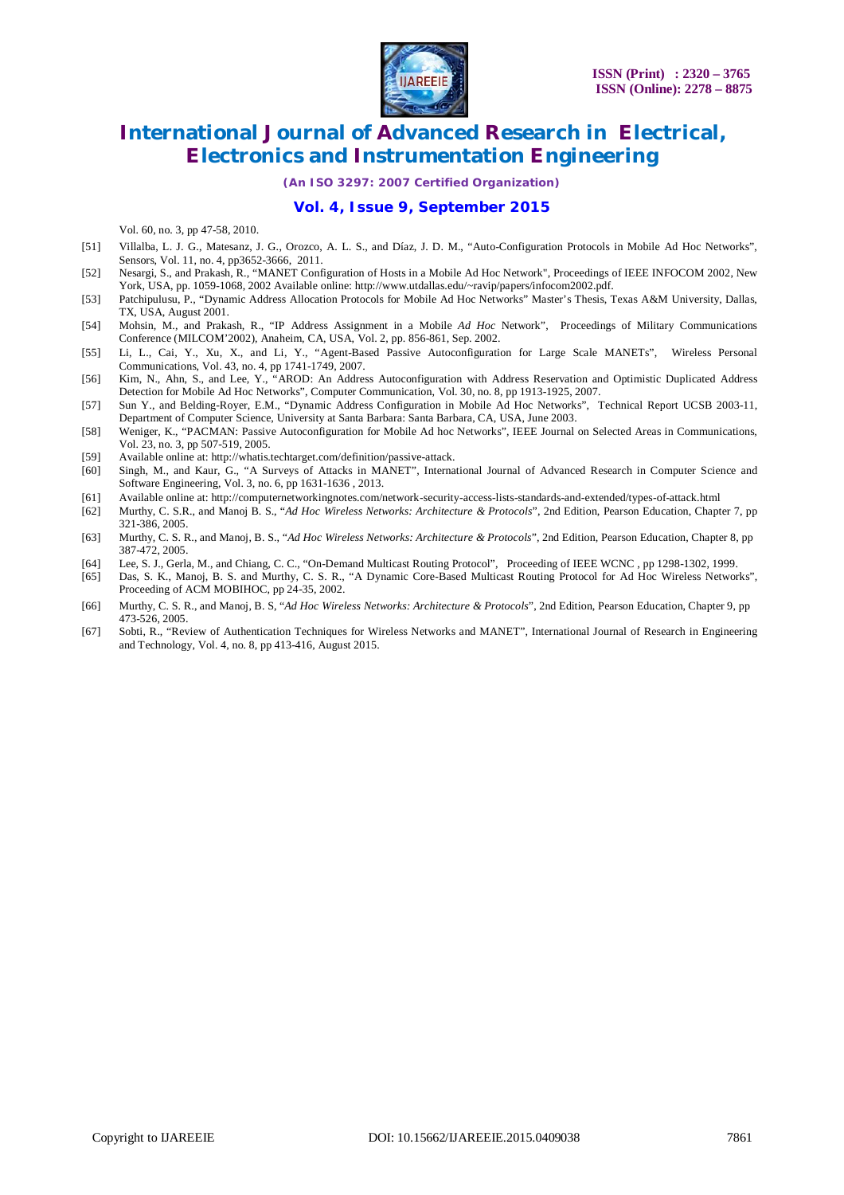Vol. 60, no. 3, pp 47-58, 2010.

[51] Villalba, L. J. G., Matesanz, J. G., Orozco, A. L. S., and Díaz, J. D. M., "Auto-Configuration Protocols in Mobile Ad Hoc Networks", Sensors, Vol. 11, no. 4, pp3652-3666, 2011.

[52] Nesargi, S., and Prakash, R., "MANET Configuration of Hosts in a Mobile Ad Hoc Network", Proceedings of IEEE INFOCOM 2002, New York, USA, pp. 1059-1068, 2002 Available online: http://www.utdallas.edu/~ravip/papers/infocom2002.pdf.

[53] Patchipulusu, P., "Dynamic Address Allocation Protocols for Mobile Ad Hoc Networks" Master's Thesis, Texas A&M University, Dallas, TX, USA, August 2001.

[54] Mohsin, M., and Prakash, R., "IP Address Assignment in a Mobile *Ad Hoc* Network", Proceedings of Military Communications Conference (MILCOM'2002), Anaheim, CA, USA, Vol. 2, pp. 856-861, Sep. 2002.

[55] Li, L., Cai, Y., Xu, X., and Li, Y., "Agent-Based Passive Autoconfiguration for Large Scale MANETs", Wireless Personal Communications, Vol. 43, no. 4, pp 1741-1749, 2007.

[56] Kim, N., Ahn, S., and Lee, Y., "AROD: An Address Autoconfiguration with Address Reservation and Optimistic Duplicated Address Detection for Mobile Ad Hoc Networks", Computer Communication, Vol. 30, no. 8, pp 1913-1925, 2007.

[57] Sun Y., and Belding-Royer, E.M., "Dynamic Address Configuration in Mobile Ad Hoc Networks", Technical Report UCSB 2003-11, Department of Computer Science, University at Santa Barbara: Santa Barbara, CA, USA, June 2003.

[58] Weniger, K., "PACMAN: Passive Autoconfiguration for Mobile Ad hoc Networks", IEEE Journal on Selected Areas in Communications, Vol. 23, no. 3, pp 507-519, 2005.

[59] Available online at: http://whatis.techtarget.com/definition/passive-attack.

[60] Singh, M., and Kaur, G., "A Surveys of Attacks in MANET", International Journal of Advanced Research in Computer Science and Software Engineering, Vol. 3, no. 6, pp 1631-1636 , 2013.

[61] Available online at: http://computernetworkingnotes.com/network-security-access-lists-standards-and-extended/types-of-attack.html

[62] Murthy, C. S.R., and Manoj B. S., "*Ad Hoc Wireless Networks: Architecture & Protocols*", 2nd Edition, Pearson Education, Chapter 7, pp 321-386, 2005.

[63] Murthy, C. S. R., and Manoj, B. S., "*Ad Hoc Wireless Networks: Architecture & Protocols*", 2nd Edition, Pearson Education, Chapter 8, pp 387-472, 2005.

[64] Lee, S. J., Gerla, M., and Chiang, C. C., "On-Demand Multicast Routing Protocol", Proceeding of IEEE WCNC , pp 1298-1302, 1999.

[65] Das, S. K., Manoj, B. S. and Murthy, C. S. R., "A Dynamic Core-Based Multicast Routing Protocol for Ad Hoc Wireless Networks", Proceeding of ACM MOBIHOC, pp 24-35, 2002.

[66] Murthy, C. S. R., and Manoj, B. S, "*Ad Hoc Wireless Networks: Architecture & Protocols*", 2nd Edition, Pearson Education, Chapter 9, pp 473-526, 2005.

[67] Sobti, R., "Review of Authentication Techniques for Wireless Networks and MANET", International Journal of Research in Engineering and Technology, Vol. 4, no. 8, pp 413-416, August 2015.